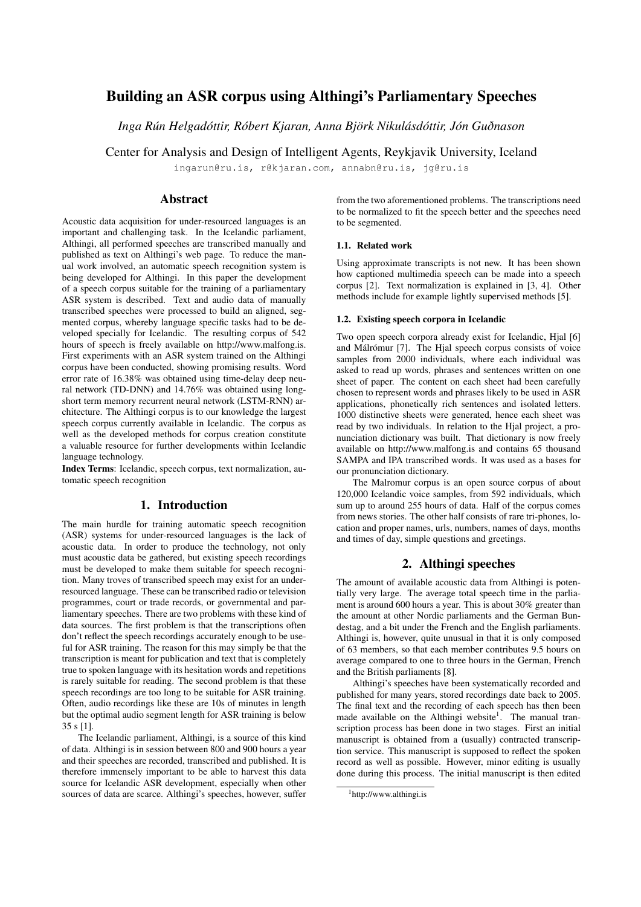# Building an ASR corpus using Althingi's Parliamentary Speeches

*Inga Rún Helgadóttir, Róbert Kjaran, Anna Björk Nikulásdóttir, Jón Guðnason*

Center for Analysis and Design of Intelligent Agents, Reykjavik University, Iceland

ingarun@ru.is, r@kjaran.com, annabn@ru.is, jg@ru.is

## Abstract

Acoustic data acquisition for under-resourced languages is an important and challenging task. In the Icelandic parliament, Althingi, all performed speeches are transcribed manually and published as text on Althingi's web page. To reduce the manual work involved, an automatic speech recognition system is being developed for Althingi. In this paper the development of a speech corpus suitable for the training of a parliamentary ASR system is described. Text and audio data of manually transcribed speeches were processed to build an aligned, segmented corpus, whereby language specific tasks had to be developed specially for Icelandic. The resulting corpus of 542 hours of speech is freely available on http://www.malfong.is. First experiments with an ASR system trained on the Althingi corpus have been conducted, showing promising results. Word error rate of 16.38% was obtained using time-delay deep neural network (TD-DNN) and 14.76% was obtained using long-short term memory recurrent neural network (LSTM-RNN) architecture. The Althingi corpus is to our knowledge the largest speech corpus currently available in Icelandic. The corpus as well as the developed methods for corpus creation constitute a valuable resource for further developments within Icelandic language technology.

**Index Terms**: Icelandic, speech corpus, text normalization, automatic speech recognition

## 1. Introduction

The main hurdle for training automatic speech recognition (ASR) systems for under-resourced languages is the lack of acoustic data. In order to produce the technology, not only must acoustic data be gathered, but existing speech recordings must be developed to make them suitable for speech recognition. Many troves of transcribed speech may exist for an under-resourced language. These can be transcribed radio or television programmes, court or trade records, or governmental and parliamentary speeches. There are two problems with these kind of data sources. The first problem is that the transcriptions often don't reflect the speech recordings accurately enough to be useful for ASR training. The reason for this may simply be that the transcription is meant for publication and text that is completely true to spoken language with its hesitation words and repetitions is rarely suitable for reading. The second problem is that these speech recordings are too long to be suitable for ASR training. Often, audio recordings like these are 10s of minutes in length but the optimal audio segment length for ASR training is below 35 s [1].

The Icelandic parliament, Althingi, is a source of this kind of data. Althingi is in session between 800 and 900 hours a year and their speeches are recorded, transcribed and published. It is therefore immensely important to be able to harvest this data source for Icelandic ASR development, especially when other sources of data are scarce. Althingi's speeches, however, suffer from the two aforementioned problems. The transcriptions need to be normalized to fit the speech better and the speeches need to be segmented.

### 1.1. Related work

Using approximate transcripts is not new. It has been shown how captioned multimedia speech can be made into a speech corpus [2]. Text normalization is explained in [3, 4]. Other methods include for example lightly supervised methods [5].

### 1.2. Existing speech corpora in Icelandic

Two open speech corpora already exist for Icelandic, Hjal [6] and Málrómur [7]. The Hjal speech corpus consists of voice samples from 2000 individuals, where each individual was asked to read up words, phrases and sentences written on one sheet of paper. The content on each sheet had been carefully chosen to represent words and phrases likely to be used in ASR applications, phonetically rich sentences and isolated letters. 1000 distinctive sheets were generated, hence each sheet was read by two individuals. In relation to the Hjal project, a pronunciation dictionary was built. That dictionary is now freely available on http://www.malfong.is and contains 65 thousand SAMPA and IPA transcribed words. It was used as a bases for our pronunciation dictionary.

The Malromur corpus is an open source corpus of about 120,000 Icelandic voice samples, from 592 individuals, which sum up to around 255 hours of data. Half of the corpus comes from news stories. The other half consists of rare tri-phones, location and proper names, urls, numbers, names of days, months and times of day, simple questions and greetings.

## 2. Althingi speeches

The amount of available acoustic data from Althingi is potentially very large. The average total speech time in the parliament is around 600 hours a year. This is about 30% greater than the amount at other Nordic parliaments and the German Bundestag, and a bit under the French and the English parliaments. Althingi is, however, quite unusual in that it is only composed of 63 members, so that each member contributes 9.5 hours on average compared to one to three hours in the German, French and the British parliaments [8].

Althingi's speeches have been systematically recorded and published for many years, stored recordings date back to 2005. The final text and the recording of each speech has then been made available on the Althingi website[1]. The manual transcription process has been done in two stages. First an initial manuscript is obtained from a (usually) contracted transcription service. This manuscript is supposed to reflect the spoken record as well as possible. However, minor editing is usually done during this process. The initial manuscript is then edited

[1] http://www.althingi.is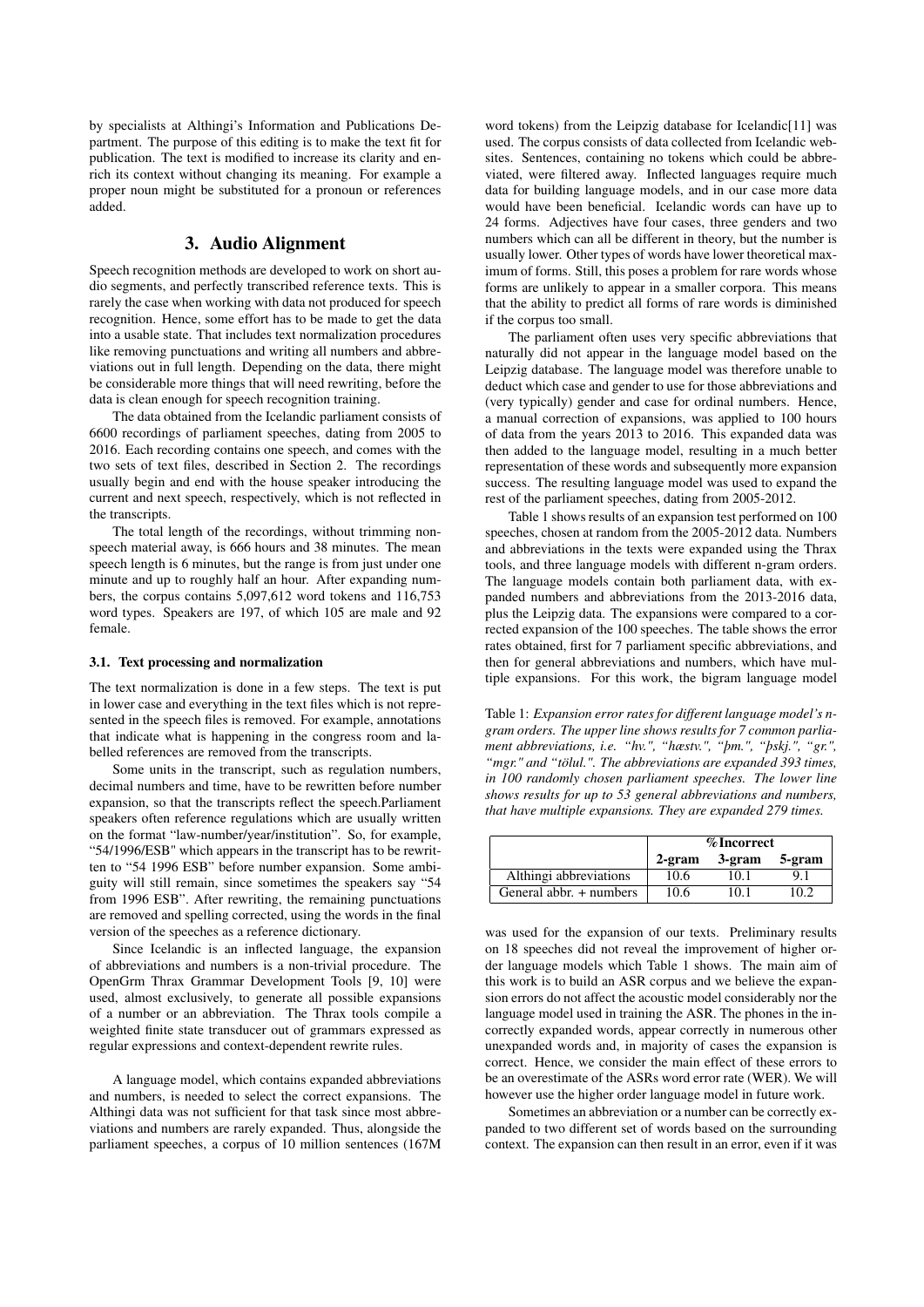by specialists at Althingi's Information and Publications Department. The purpose of this editing is to make the text fit for publication. The text is modified to increase its clarity and enrich its context without changing its meaning. For example a proper noun might be substituted for a pronoun or references added.

## 3. Audio Alignment

Speech recognition methods are developed to work on short audio segments, and perfectly transcribed reference texts. This is rarely the case when working with data not produced for speech recognition. Hence, some effort has to be made to get the data into a usable state. That includes text normalization procedures like removing punctuations and writing all numbers and abbreviations out in full length. Depending on the data, there might be considerable more things that will need rewriting, before the data is clean enough for speech recognition training.

The data obtained from the Icelandic parliament consists of 6600 recordings of parliament speeches, dating from 2005 to 2016. Each recording contains one speech, and comes with the two sets of text files, described in Section 2. The recordings usually begin and end with the house speaker introducing the current and next speech, respectively, which is not reflected in the transcripts.

The total length of the recordings, without trimming non-speech material away, is 666 hours and 38 minutes. The mean speech length is 6 minutes, but the range is from just under one minute and up to roughly half an hour. After expanding numbers, the corpus contains 5,097,612 word tokens and 116,753 word types. Speakers are 197, of which 105 are male and 92 female.

### 3.1. Text processing and normalization

The text normalization is done in a few steps. The text is put in lower case and everything in the text files which is not represented in the speech files is removed. For example, annotations that indicate what is happening in the congress room and labelled references are removed from the transcripts.

Some units in the transcript, such as regulation numbers, decimal numbers and time, have to be rewritten before number expansion, so that the transcripts reflect the speech.Parliament speakers often reference regulations which are usually written on the format "law-number/year/institution". So, for example, "54/1996/ESB" which appears in the transcript has to be rewritten to "54 1996 ESB" before number expansion. Some ambiguity will still remain, since sometimes the speakers say "54 from 1996 ESB". After rewriting, the remaining punctuations are removed and spelling corrected, using the words in the final version of the speeches as a reference dictionary.

Since Icelandic is an inflected language, the expansion of abbreviations and numbers is a non-trivial procedure. The OpenGrm Thrax Grammar Development Tools [9, 10] were used, almost exclusively, to generate all possible expansions of a number or an abbreviation. The Thrax tools compile a weighted finite state transducer out of grammars expressed as regular expressions and context-dependent rewrite rules.

A language model, which contains expanded abbreviations and numbers, is needed to select the correct expansions. The Althingi data was not sufficient for that task since most abbreviations and numbers are rarely expanded. Thus, alongside the parliament speeches, a corpus of 10 million sentences (167M word tokens) from the Leipzig database for Icelandic[11] was used. The corpus consists of data collected from Icelandic websites. Sentences, containing no tokens which could be abbreviated, were filtered away. Inflected languages require much data for building language models, and in our case more data would have been beneficial. Icelandic words can have up to 24 forms. Adjectives have four cases, three genders and two numbers which can all be different in theory, but the number is usually lower. Other types of words have lower theoretical maximum of forms. Still, this poses a problem for rare words whose forms are unlikely to appear in a smaller corpora. This means that the ability to predict all forms of rare words is diminished if the corpus too small.

The parliament often uses very specific abbreviations that naturally did not appear in the language model based on the Leipzig database. The language model was therefore unable to deduct which case and gender to use for those abbreviations and (very typically) gender and case for ordinal numbers. Hence, a manual correction of expansions, was applied to 100 hours of data from the years 2013 to 2016. This expanded data was then added to the language model, resulting in a much better representation of these words and subsequently more expansion success. The resulting language model was used to expand the rest of the parliament speeches, dating from 2005-2012.

Table 1 shows results of an expansion test performed on 100 speeches, chosen at random from the 2005-2012 data. Numbers and abbreviations in the texts were expanded using the Thrax tools, and three language models with different n-gram orders. The language models contain both parliament data, with expanded numbers and abbreviations from the 2013-2016 data, plus the Leipzig data. The expansions were compared to a corrected expansion of the 100 speeches. The table shows the error rates obtained, first for 7 parliament specific abbreviations, and then for general abbreviations and numbers, which have multiple expansions. For this work, the bigram language model was used for the expansion of our texts. Preliminary results on 18 speeches did not reveal the improvement of higher order language models which Table 1 shows. The main aim of this work is to build an ASR corpus and we believe the expansion errors do not affect the acoustic model considerably nor the language model used in training the ASR. The phones in the incorrectly expanded words, appear correctly in numerous other unexpanded words and, in majority of cases the expansion is correct. Hence, we consider the main effect of these errors to be an overestimate of the ASRs word error rate (WER). We will however use the higher order language model in future work.

Table 1: *Expansion error rates for different language model's n-gram orders. The upper line shows results for 7 common parliament abbreviations, i.e. "hv.", "hæstv.", "þm.", "þskj.", "gr.", "mgr." and "tölul.". The abbreviations are expanded 393 times, in 100 randomly chosen parliament speeches. The lower line shows results for up to 53 general abbreviations and numbers, that have multiple expansions. They are expanded 279 times.*

| | %Incorrect | | |
|---|---|---|---|
| | **2-gram** | **3-gram** | **5-gram** |
| Althingi abbreviations | 10.6 | 10.1 | 9.1 |
| General abbr. + numbers | 10.6 | 10.1 | 10.2 |

Sometimes an abbreviation or a number can be correctly expanded to two different set of words based on the surrounding context. The expansion can then result in an error, even if it was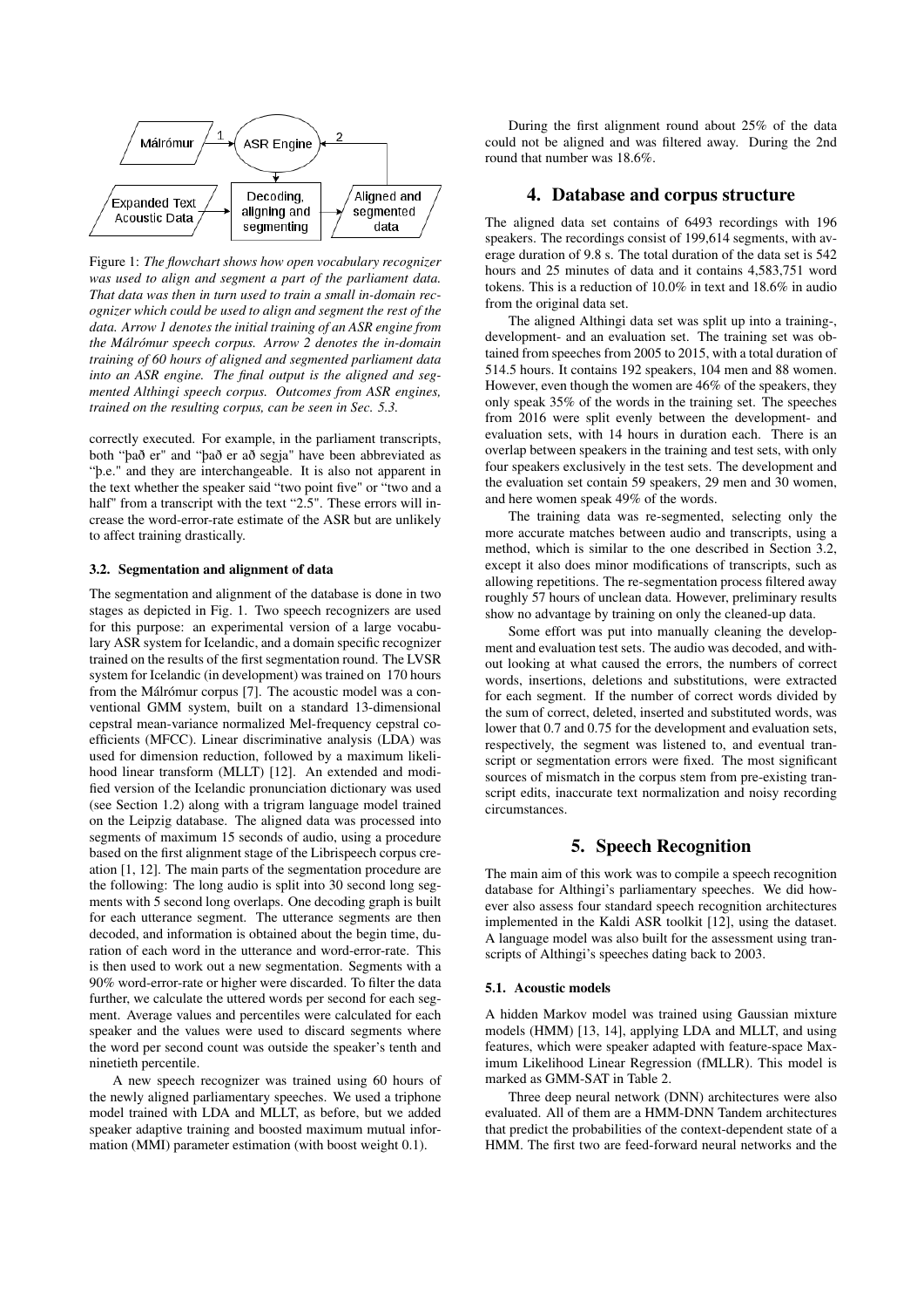Figure 1: *The flowchart shows how open vocabulary recognizer was used to align and segment a part of the parliament data. That data was then in turn used to train a small in-domain recognizer which could be used to align and segment the rest of the data. Arrow 1 denotes the initial training of an ASR engine from the Málrómur speech corpus. Arrow 2 denotes the in-domain training of 60 hours of aligned and segmented parliament data into an ASR engine. The final output is the aligned and segmented Althingi speech corpus. Outcomes from ASR engines, trained on the resulting corpus, can be seen in Sec. 5.3.*

correctly executed. For example, in the parliament transcripts, both "það er" and "það er að segja" have been abbreviated as "þ.e." and they are interchangeable. It is also not apparent in the text whether the speaker said "two point five" or "two and a half" from a transcript with the text "2.5". These errors will increase the word-error-rate estimate of the ASR but are unlikely to affect training drastically.

### 3.2. Segmentation and alignment of data

The segmentation and alignment of the database is done in two stages as depicted in Fig. 1. Two speech recognizers are used for this purpose: an experimental version of a large vocabulary ASR system for Icelandic, and a domain specific recognizer trained on the results of the first segmentation round. The LVSR system for Icelandic (in development) was trained on 170 hours from the Málrómur corpus [7]. The acoustic model was a conventional GMM system, built on a standard 13-dimensional cepstral mean-variance normalized Mel-frequency cepstral coefficients (MFCC). Linear discriminative analysis (LDA) was used for dimension reduction, followed by a maximum likelihood linear transform (MLLT) [12]. An extended and modified version of the Icelandic pronunciation dictionary was used (see Section 1.2) along with a trigram language model trained on the Leipzig database. The aligned data was processed into segments of maximum 15 seconds of audio, using a procedure based on the first alignment stage of the Librispeech corpus creation [1, 12]. The main parts of the segmentation procedure are the following: The long audio is split into 30 second long segments with 5 second long overlaps. One decoding graph is built for each utterance segment. The utterance segments are then decoded, and information is obtained about the begin time, duration of each word in the utterance and word-error-rate. This is then used to work out a new segmentation. Segments with a 90% word-error-rate or higher were discarded. To filter the data further, we calculate the uttered words per second for each segment. Average values and percentiles were calculated for each speaker and the values were used to discard segments where the word per second count was outside the speaker's tenth and ninetieth percentile.

A new speech recognizer was trained using 60 hours of the newly aligned parliamentary speeches. We used a triphone model trained with LDA and MLLT, as before, but we added speaker adaptive training and boosted maximum mutual information (MMI) parameter estimation (with boost weight 0.1).

During the first alignment round about 25% of the data could not be aligned and was filtered away. During the 2nd round that number was 18.6%.

## 4. Database and corpus structure

The aligned data set contains of 6493 recordings with 196 speakers. The recordings consist of 199,614 segments, with average duration of 9.8 s. The total duration of the data set is 542 hours and 25 minutes of data and it contains 4,583,751 word tokens. This is a reduction of 10.0% in text and 18.6% in audio from the original data set.

The aligned Althingi data set was split up into a training-, development- and an evaluation set. The training set was obtained from speeches from 2005 to 2015, with a total duration of 514.5 hours. It contains 192 speakers, 104 men and 88 women. However, even though the women are 46% of the speakers, they only speak 35% of the words in the training set. The speeches from 2016 were split evenly between the development- and evaluation sets, with 14 hours in duration each. There is an overlap between speakers in the training and test sets, with only four speakers exclusively in the test sets. The development and the evaluation set contain 59 speakers, 29 men and 30 women, and here women speak 49% of the words.

The training data was re-segmented, selecting only the more accurate matches between audio and transcripts, using a method, which is similar to the one described in Section 3.2, except it also does minor modifications of transcripts, such as allowing repetitions. The re-segmentation process filtered away roughly 57 hours of unclean data. However, preliminary results show no advantage by training on only the cleaned-up data.

Some effort was put into manually cleaning the development and evaluation test sets. The audio was decoded, and without looking at what caused the errors, the numbers of correct words, insertions, deletions and substitutions, were extracted for each segment. If the number of correct words divided by the sum of correct, deleted, inserted and substituted words, was lower that 0.7 and 0.75 for the development and evaluation sets, respectively, the segment was listened to, and eventual transcript or segmentation errors were fixed. The most significant sources of mismatch in the corpus stem from pre-existing transcript edits, inaccurate text normalization and noisy recording circumstances.

## 5. Speech Recognition

The main aim of this work was to compile a speech recognition database for Althingi's parliamentary speeches. We did however also assess four standard speech recognition architectures implemented in the Kaldi ASR toolkit [12], using the dataset. A language model was also built for the assessment using transcripts of Althingi's speeches dating back to 2003.

### 5.1. Acoustic models

A hidden Markov model was trained using Gaussian mixture models (HMM) [13, 14], applying LDA and MLLT, and using features, which were speaker adapted with feature-space Maximum Likelihood Linear Regression (fMLLR). This model is marked as GMM-SAT in Table 2.

Three deep neural network (DNN) architectures were also evaluated. All of them are a HMM-DNN Tandem architectures that predict the probabilities of the context-dependent state of a HMM. The first two are feed-forward neural networks and the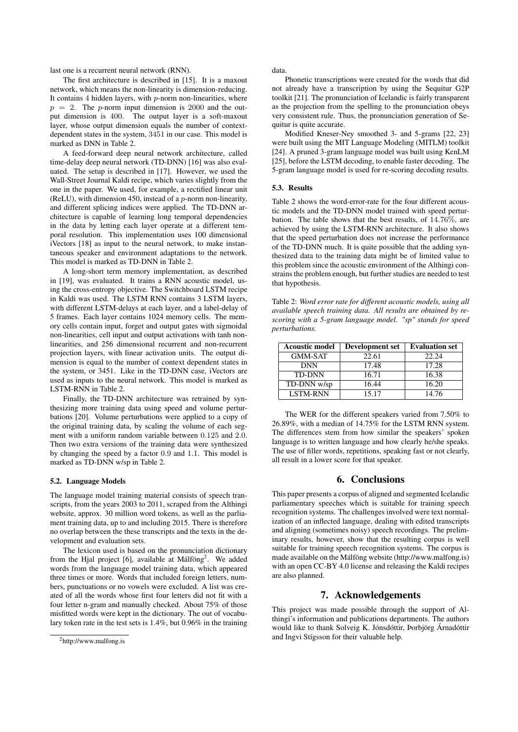last one is a recurrent neural network (RNN).

The first architecture is described in [15]. It is a maxout network, which means the non-linearity is dimension-reducing. It contains $4$ hidden layers, with $p$-norm non-linearities, where $p = 2$. The $p$-norm input dimension is $2000$ and the output dimension is $400$. The output layer is a soft-maxout layer, whose output dimension equals the number of context-dependent states in the system, $3451$ in our case. This model is marked as DNN in Table 2.

A feed-forward deep neural network architecture, called time-delay deep neural network (TD-DNN) [16] was also evaluated. The setup is described in [17]. However, we used the Wall-Street Journal Kaldi recipe, which varies slightly from the one in the paper. We used, for example, a rectified linear unit (ReLU), with dimension 450, instead of a $p$-norm non-linearity, and different splicing indices were applied. The TD-DNN architecture is capable of learning long temporal dependencies in the data by letting each layer operate at a different temporal resolution. This implementation uses 100 dimensional iVectors [18] as input to the neural network, to make instantaneous speaker and environment adaptations to the network. This model is marked as TD-DNN in Table 2.

A long-short term memory implementation, as described in [19], was evaluated. It trains a RNN acoustic model, using the cross-entropy objective. The Switchboard LSTM recipe in Kaldi was used. The LSTM RNN contains 3 LSTM layers, with different LSTM-delays at each layer, and a label-delay of 5 frames. Each layer contains 1024 memory cells. The memory cells contain input, forget and output gates with sigmoidal non-linearities, cell input and output activations with tanh non-linearities, and 256 dimensional recurrent and non-recurrent projection layers, with linear activation units. The output dimension is equal to the number of context dependent states in the system, or 3451. Like in the TD-DNN case, iVectors are used as inputs to the neural network. This model is marked as LSTM-RNN in Table 2.

Finally, the TD-DNN architecture was retrained by synthesizing more training data using speed and volume perturbations [20]. Volume perturbations were applied to a copy of the original training data, by scaling the volume of each segment with a uniform random variable between $0.125$ and $2.0$. Then two extra versions of the training data were synthesized by changing the speed by a factor $0.9$ and $1.1$. This model is marked as TD-DNN w/sp in Table 2.

### 5.2. Language Models

The language model training material consists of speech transcripts, from the years 2003 to 2011, scraped from the Althingi website, approx. 30 million word tokens, as well as the parliament training data, up to and including 2015. There is therefore no overlap between the these transcripts and the texts in the development and evaluation sets.

The lexicon used is based on the pronunciation dictionary from the Hjal project [6], available at Málföng[2]. We added words from the language model training data, which appeared three times or more. Words that included foreign letters, numbers, punctuations or no vowels were excluded. A list was created of all the words whose first four letters did not fit with a four letter n-gram and manually checked. About 75% of those misfitted words were kept in the dictionary. The out of vocabulary token rate in the test sets is 1.4%, but 0.96% in the training data.

Phonetic transcriptions were created for the words that did not already have a transcription by using the Sequitur G2P toolkit [21]. The pronunciation of Icelandic is fairly transparent as the projection from the spelling to the pronunciation obeys very consistent rule. Thus, the pronunciation generation of Sequitur is quite accurate.

Modified Kneser-Ney smoothed 3- and 5-grams [22, 23] were built using the MIT Language Modeling (MITLM) toolkit [24]. A pruned 3-gram language model was built using KenLM [25], before the LSTM decoding, to enable faster decoding. The 5-gram language model is used for re-scoring decoding results.

### 5.3. Results

Table 2 shows the word-error-rate for the four different acoustic models and the TD-DNN model trained with speed perturbation. The table shows that the best results, of $14.76\%$, are achieved by using the LSTM-RNN architecture. It also shows that the speed perturbation does not increase the performance of the TD-DNN much. It is quite possible that the adding synthesized data to the training data might be of limited value to this problem since the acoustic environment of the Althingi constrains the problem enough, but further studies are needed to test that hypothesis.

Table 2: *Word error rate for different acoustic models, using all available speech training data. All results are obtained by re-scoring with a 5-gram language model. "sp" stands for speed perturbations.*

| Acoustic model | Development set | Evaluation set |
|---|---|---|
| GMM-SAT | 22.61 | 22.24 |
| DNN | 17.48 | 17.28 |
| TD-DNN | 16.71 | 16.38 |
| TD-DNN w/sp | 16.44 | 16.20 |
| LSTM-RNN | 15.17 | 14.76 |

The WER for the different speakers varied from 7.50% to 26.89%, with a median of 14.75% for the LSTM RNN system. The differences stem from how similar the speakers' spoken language is to written language and how clearly he/she speaks. The use of filler words, repetitions, speaking fast or not clearly, all result in a lower score for that speaker.

## 6. Conclusions

This paper presents a corpus of aligned and segmented Icelandic parliamentary speeches which is suitable for training speech recognition systems. The challenges involved were text normalization of an inflected language, dealing with edited transcripts and aligning (sometimes noisy) speech recordings. The preliminary results, however, show that the resulting corpus is well suitable for training speech recognition systems. The corpus is made available on the Málföng website (http://www.malfong.is) with an open CC-BY 4.0 license and releasing the Kaldi recipes are also planned.

## 7. Acknowledgements

This project was made possible through the support of Althingi's information and publications departments. The authors would like to thank Solveig K. Jónsdóttir, Þorbjörg Árnadóttir and Ingvi Stígsson for their valuable help.

[2] http://www.malfong.is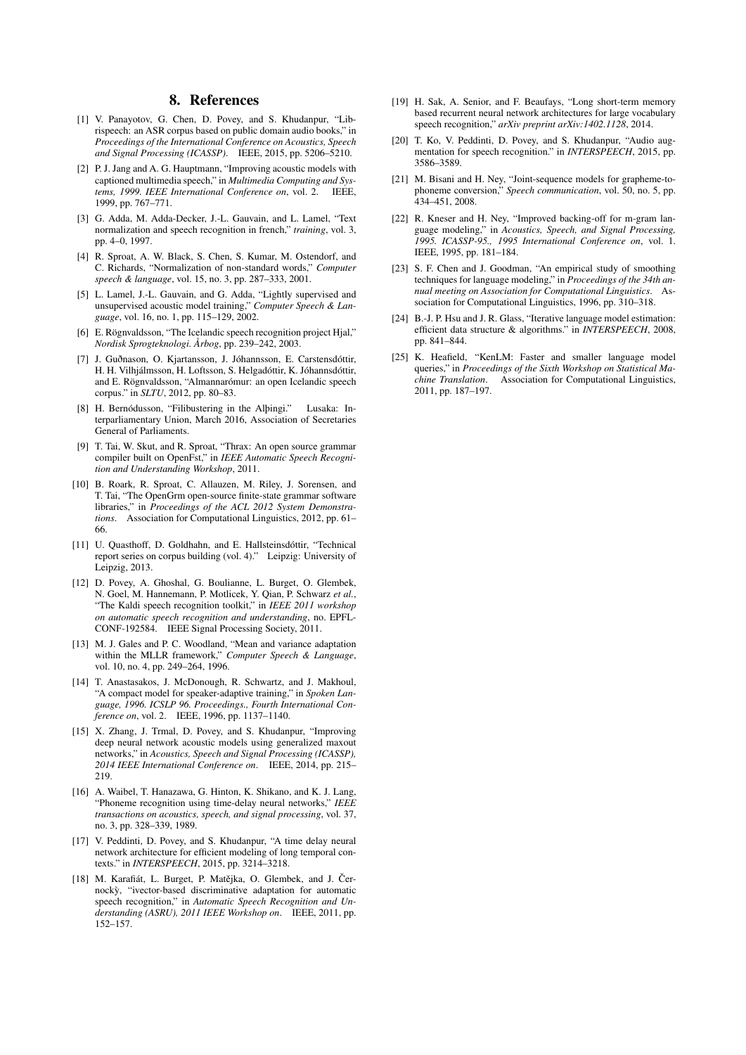## 8. References

[1] V. Panayotov, G. Chen, D. Povey, and S. Khudanpur, "Librispeech: an ASR corpus based on public domain audio books," in *Proceedings of the International Conference on Acoustics, Speech and Signal Processing (ICASSP)*. IEEE, 2015, pp. 5206–5210.

[2] P. J. Jang and A. G. Hauptmann, "Improving acoustic models with captioned multimedia speech," in *Multimedia Computing and Systems, 1999. IEEE International Conference on*, vol. 2. IEEE, 1999, pp. 767–771.

[3] G. Adda, M. Adda-Decker, J.-L. Gauvain, and L. Lamel, "Text normalization and speech recognition in french," *training*, vol. 3, pp. 4–0, 1997.

[4] R. Sproat, A. W. Black, S. Chen, S. Kumar, M. Ostendorf, and C. Richards, "Normalization of non-standard words," *Computer speech & language*, vol. 15, no. 3, pp. 287–333, 2001.

[5] L. Lamel, J.-L. Gauvain, and G. Adda, "Lightly supervised and unsupervised acoustic model training," *Computer Speech & Language*, vol. 16, no. 1, pp. 115–129, 2002.

[6] E. Rögnvaldsson, "The Icelandic speech recognition project Hjal," *Nordisk Sprogteknologi. Årbog*, pp. 239–242, 2003.

[7] J. Guðnason, O. Kjartansson, J. Jóhannsson, E. Carstensdóttir, H. H. Vilhjálmsson, H. Loftsson, S. Helgadóttir, K. Jóhannsdóttir, and E. Rögnvaldsson, "Almannarómur: an open Icelandic speech corpus." in *SLTU*, 2012, pp. 80–83.

[8] H. Bernódusson, "Filibustering in the Alþingi." Lusaka: Interparliamentary Union, March 2016, Association of Secretaries General of Parliaments.

[9] T. Tai, W. Skut, and R. Sproat, "Thrax: An open source grammar compiler built on OpenFst," in *IEEE Automatic Speech Recognition and Understanding Workshop*, 2011.

[10] B. Roark, R. Sproat, C. Allauzen, M. Riley, J. Sorensen, and T. Tai, "The OpenGrm open-source finite-state grammar software libraries," in *Proceedings of the ACL 2012 System Demonstrations*. Association for Computational Linguistics, 2012, pp. 61–66.

[11] U. Quasthoff, D. Goldhahn, and E. Hallsteinsdóttir, "Technical report series on corpus building (vol. 4)." Leipzig: University of Leipzig, 2013.

[12] D. Povey, A. Ghoshal, G. Boulianne, L. Burget, O. Glembek, N. Goel, M. Hannemann, P. Motlicek, Y. Qian, P. Schwarz *et al.*, "The Kaldi speech recognition toolkit," in *IEEE 2011 workshop on automatic speech recognition and understanding*, no. EPFL-CONF-192584. IEEE Signal Processing Society, 2011.

[13] M. J. Gales and P. C. Woodland, "Mean and variance adaptation within the MLLR framework," *Computer Speech & Language*, vol. 10, no. 4, pp. 249–264, 1996.

[14] T. Anastasakos, J. McDonough, R. Schwartz, and J. Makhoul, "A compact model for speaker-adaptive training," in *Spoken Language, 1996. ICSLP 96. Proceedings., Fourth International Conference on*, vol. 2. IEEE, 1996, pp. 1137–1140.

[15] X. Zhang, J. Trmal, D. Povey, and S. Khudanpur, "Improving deep neural network acoustic models using generalized maxout networks," in *Acoustics, Speech and Signal Processing (ICASSP), 2014 IEEE International Conference on*. IEEE, 2014, pp. 215–219.

[16] A. Waibel, T. Hanazawa, G. Hinton, K. Shikano, and K. J. Lang, "Phoneme recognition using time-delay neural networks," *IEEE transactions on acoustics, speech, and signal processing*, vol. 37, no. 3, pp. 328–339, 1989.

[17] V. Peddinti, D. Povey, and S. Khudanpur, "A time delay neural network architecture for efficient modeling of long temporal contexts." in *INTERSPEECH*, 2015, pp. 3214–3218.

[18] M. Karafiát, L. Burget, P. Matějka, O. Glembek, and J. Černocký, "ivector-based discriminative adaptation for automatic speech recognition," in *Automatic Speech Recognition and Understanding (ASRU), 2011 IEEE Workshop on*. IEEE, 2011, pp. 152–157.

[19] H. Sak, A. Senior, and F. Beaufays, "Long short-term memory based recurrent neural network architectures for large vocabulary speech recognition," *arXiv preprint arXiv:1402.1128*, 2014.

[20] T. Ko, V. Peddinti, D. Povey, and S. Khudanpur, "Audio augmentation for speech recognition." in *INTERSPEECH*, 2015, pp. 3586–3589.

[21] M. Bisani and H. Ney, "Joint-sequence models for grapheme-to-phoneme conversion," *Speech communication*, vol. 50, no. 5, pp. 434–451, 2008.

[22] R. Kneser and H. Ney, "Improved backing-off for m-gram language modeling," in *Acoustics, Speech, and Signal Processing, 1995. ICASSP-95., 1995 International Conference on*, vol. 1. IEEE, 1995, pp. 181–184.

[23] S. F. Chen and J. Goodman, "An empirical study of smoothing techniques for language modeling," in *Proceedings of the 34th annual meeting on Association for Computational Linguistics*. Association for Computational Linguistics, 1996, pp. 310–318.

[24] B.-J. P. Hsu and J. R. Glass, "Iterative language model estimation: efficient data structure & algorithms." in *INTERSPEECH*, 2008, pp. 841–844.

[25] K. Heafield, "KenLM: Faster and smaller language model queries," in *Proceedings of the Sixth Workshop on Statistical Machine Translation*. Association for Computational Linguistics, 2011, pp. 187–197.